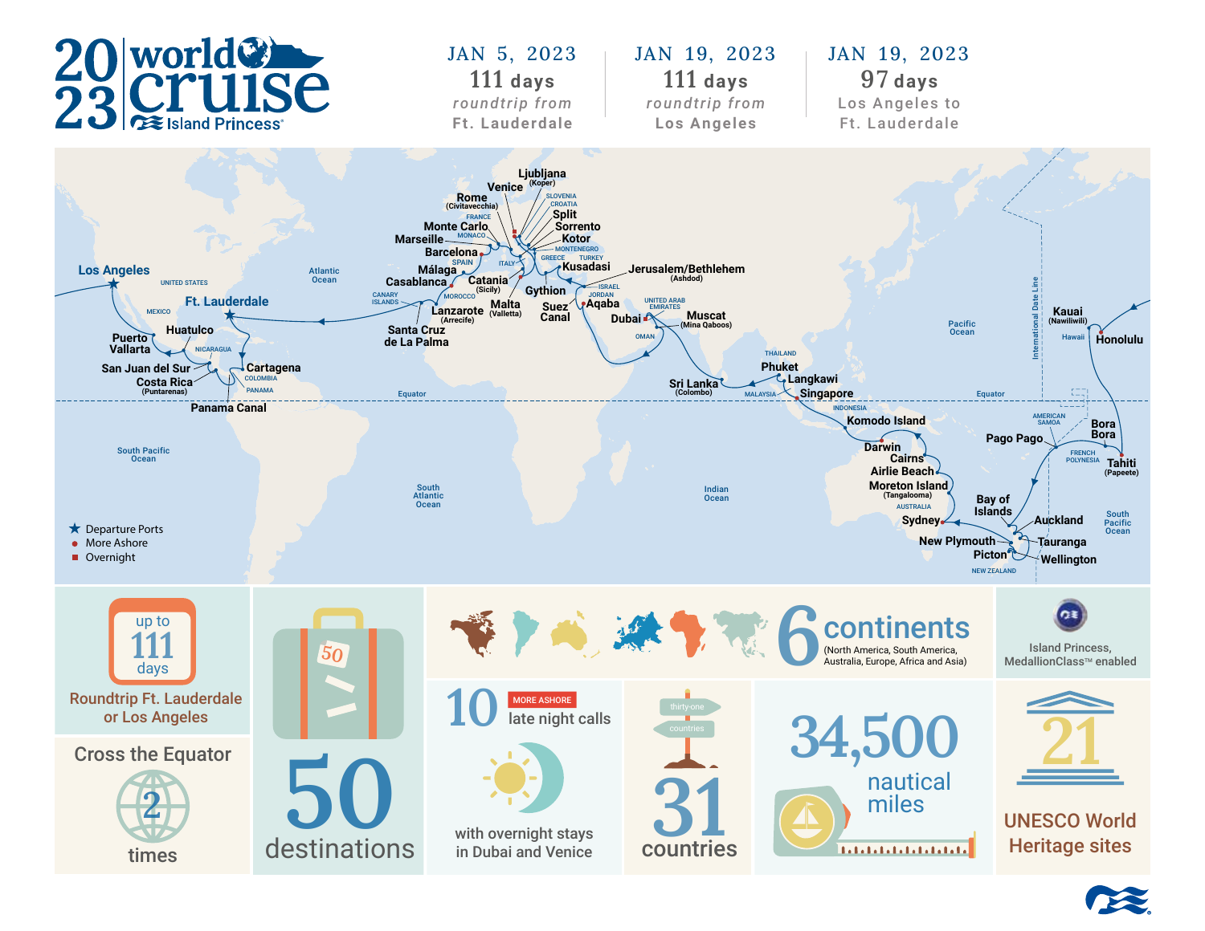# 2023 world cruise
## Island Princess®

**JAN 5, 2023**
111 days
*roundtrip from*
Ft. Lauderdale

**JAN 19, 2023**
111 days
*roundtrip from*
Los Angeles

**JAN 19, 2023**
97 days
Los Angeles to
Ft. Lauderdale

Los Angeles, Ft. Lauderdale, Puerto Vallarta, Huatulco, San Juan del Sur, Costa Rica (Puntarenas), Cartagena, Panama Canal, Santa Cruz de La Palma, Lanzarote (Arrecife), Casablanca, Málaga, Barcelona, Marseille, Monte Carlo, Rome (Civitavecchia), Venice, Ljubljana (Koper), Split, Sorrento, Kotor, Catania (Sicily), Malta (Valletta), Gythion, Kusadasi, Jerusalem/Bethlehem (Ashdod), Suez Canal, Aqaba, Dubai, Muscat (Mina Qaboos), Sri Lanka (Colombo), Phuket, Langkawi, Singapore, Komodo Island, Darwin, Cairns, Airlie Beach, Moreton Island (Tangalooma), Sydney, Bay of Islands, Auckland, Tauranga, Wellington, Picton, New Plymouth, Pago Pago, Bora Bora, Tahiti (Papeete), Kauai (Nawiliwili), Honolulu

- ★ Departure Ports
- ● More Ashore
- ■ Overnight

**up to 111 days**
Roundtrip Ft. Lauderdale or Los Angeles

**Cross the Equator 2 times**

**50 destinations**

**6 continents**
(North America, South America, Australia, Europe, Africa and Asia)

Island Princess, MedallionClass™ enabled

**10** MORE ASHORE late night calls
with overnight stays in Dubai and Venice

**31 countries**

**34,500 nautical miles**

**21 UNESCO World Heritage sites**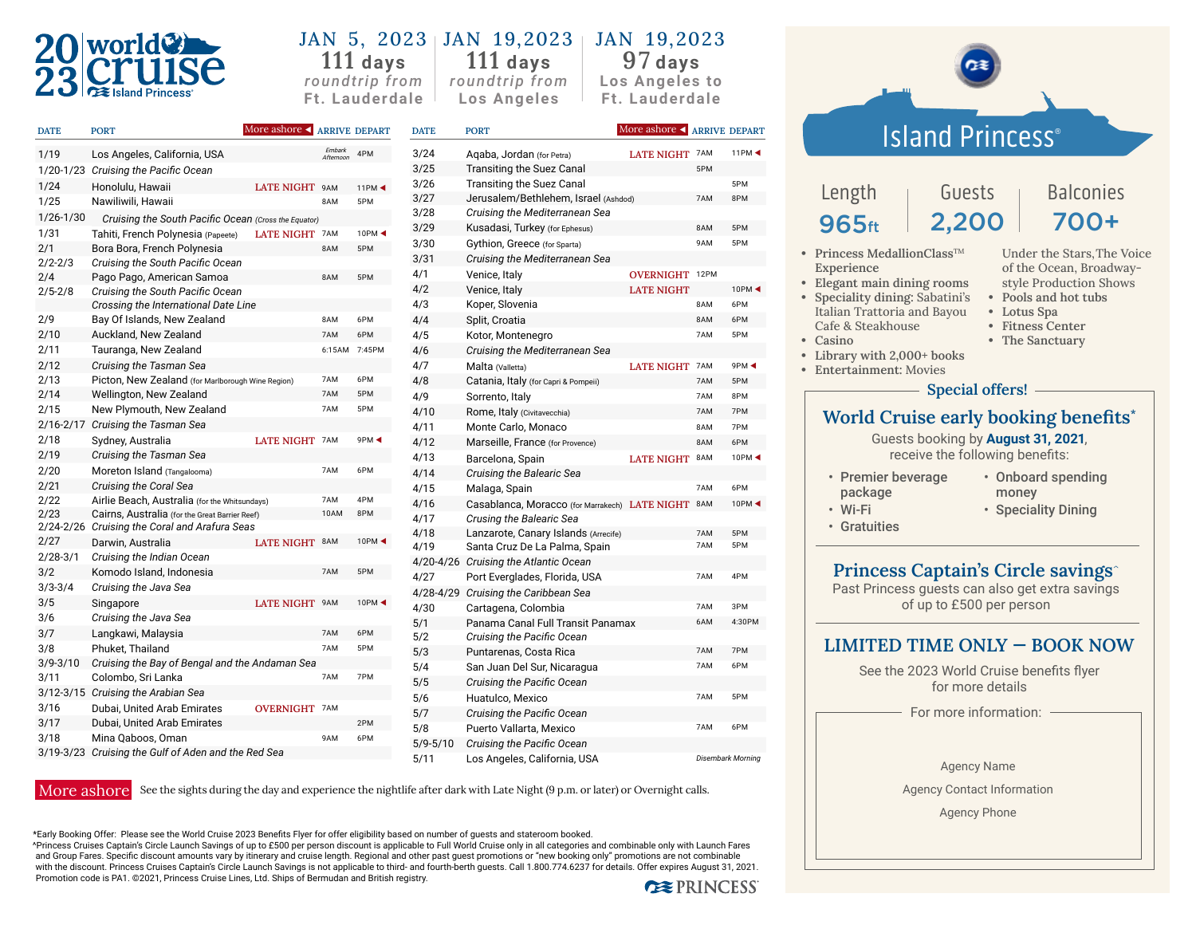# 2023 world cruise — Island Princess

| JAN 5, 2023 | JAN 19, 2023 | JAN 19, 2023 |
|---|---|---|
| 111 days | 111 days | 97 days |
| roundtrip from Ft. Lauderdale | roundtrip from Los Angeles | Los Angeles to Ft. Lauderdale |

| DATE | PORT | More ashore | ARRIVE | DEPART |
|---|---|---|---|---|
| 1/19 | Los Angeles, California, USA | | Embark Afternoon | 4PM |
| 1/20-1/23 | *Cruising the Pacific Ocean* | | | |
| 1/24 | Honolulu, Hawaii | LATE NIGHT | 9AM | 11PM |
| 1/25 | Nawiliwili, Hawaii | | 8AM | 5PM |
| 1/26-1/30 | *Cruising the South Pacific Ocean (Cross the Equator)* | | | |
| 1/31 | Tahiti, French Polynesia (Papeete) | LATE NIGHT | 7AM | 10PM |
| 2/1 | Bora Bora, French Polynesia | | 8AM | 5PM |
| 2/2-2/3 | *Cruising the South Pacific Ocean* | | | |
| 2/4 | Pago Pago, American Samoa | | 8AM | 5PM |
| 2/5-2/8 | *Cruising the South Pacific Ocean* *Crossing the International Date Line* | | | |
| 2/9 | Bay Of Islands, New Zealand | | 8AM | 6PM |
| 2/10 | Auckland, New Zealand | | 7AM | 6PM |
| 2/11 | Tauranga, New Zealand | | 6:15AM | 7:45PM |
| 2/12 | *Cruising the Tasman Sea* | | | |
| 2/13 | Picton, New Zealand (for Marlborough Wine Region) | | 7AM | 6PM |
| 2/14 | Wellington, New Zealand | | 7AM | 5PM |
| 2/15 | New Plymouth, New Zealand | | 7AM | 5PM |
| 2/16-2/17 | *Cruising the Tasman Sea* | | | |
| 2/18 | Sydney, Australia | LATE NIGHT | 7AM | 9PM |
| 2/19 | *Cruising the Tasman Sea* | | | |
| 2/20 | Moreton Island (Tangalooma) | | 7AM | 6PM |
| 2/21 | *Cruising the Coral Sea* | | | |
| 2/22 | Airlie Beach, Australia (for the Whitsundays) | | 7AM | 4PM |
| 2/23 | Cairns, Australia (for the Great Barrier Reef) | | 10AM | 8PM |
| 2/24-2/26 | *Cruising the Coral and Arafura Seas* | | | |
| 2/27 | Darwin, Australia | LATE NIGHT | 8AM | 10PM |
| 2/28-3/1 | *Cruising the Indian Ocean* | | | |
| 3/2 | Komodo Island, Indonesia | | 7AM | 5PM |
| 3/3-3/4 | *Cruising the Java Sea* | | | |
| 3/5 | Singapore | LATE NIGHT | 9AM | 10PM |
| 3/6 | *Cruising the Java Sea* | | | |
| 3/7 | Langkawi, Malaysia | | 7AM | 6PM |
| 3/8 | Phuket, Thailand | | 7AM | 5PM |
| 3/9-3/10 | *Cruising the Bay of Bengal and the Andaman Sea* | | | |
| 3/11 | Colombo, Sri Lanka | | 7AM | 7PM |
| 3/12-3/15 | *Cruising the Arabian Sea* | | | |
| 3/16 | Dubai, United Arab Emirates | OVERNIGHT | 7AM | |
| 3/17 | Dubai, United Arab Emirates | | | 2PM |
| 3/18 | Mina Qaboos, Oman | | 9AM | 6PM |
| 3/19-3/23 | *Cruising the Gulf of Aden and the Red Sea* | | | |
| 3/24 | Aqaba, Jordan (for Petra) | LATE NIGHT | 7AM | 11PM |
| 3/25 | Transiting the Suez Canal | | 5PM | |
| 3/26 | Transiting the Suez Canal | | | 5PM |
| 3/27 | Jerusalem/Bethlehem, Israel (Ashdod) | | 7AM | 8PM |
| 3/28 | *Cruising the Mediterranean Sea* | | | |
| 3/29 | Kusadasi, Turkey (for Ephesus) | | 8AM | 5PM |
| 3/30 | Gythion, Greece (for Sparta) | | 9AM | 5PM |
| 3/31 | *Cruising the Mediterranean Sea* | | | |
| 4/1 | Venice, Italy | OVERNIGHT | 12PM | |
| 4/2 | Venice, Italy | LATE NIGHT | | 10PM |
| 4/3 | Koper, Slovenia | | 8AM | 6PM |
| 4/4 | Split, Croatia | | 8AM | 6PM |
| 4/5 | Kotor, Montenegro | | 7AM | 5PM |
| 4/6 | *Cruising the Mediterranean Sea* | | | |
| 4/7 | Malta (Valletta) | LATE NIGHT | 7AM | 9PM |
| 4/8 | Catania, Italy (for Capri & Pompeii) | | 7AM | 5PM |
| 4/9 | Sorrento, Italy | | 7AM | 8PM |
| 4/10 | Rome, Italy (Civitavecchia) | | 7AM | 7PM |
| 4/11 | Monte Carlo, Monaco | | 8AM | 7PM |
| 4/12 | Marseille, France (for Provence) | | 8AM | 6PM |
| 4/13 | Barcelona, Spain | LATE NIGHT | 8AM | 10PM |
| 4/14 | *Cruising the Balearic Sea* | | | |
| 4/15 | Malaga, Spain | | 7AM | 6PM |
| 4/16 | Casablanca, Moracco (for Marrakech) | LATE NIGHT | 8AM | 10PM |
| 4/17 | *Crusing the Balearic Sea* | | | |
| 4/18 | Lanzarote, Canary Islands (Arrecife) | | 7AM | 5PM |
| 4/19 | Santa Cruz De La Palma, Spain | | 7AM | 5PM |
| 4/20-4/26 | *Cruising the Atlantic Ocean* | | | |
| 4/27 | Port Everglades, Florida, USA | | 7AM | 4PM |
| 4/28-4/29 | *Cruising the Caribbean Sea* | | | |
| 4/30 | Cartagena, Colombia | | 7AM | 3PM |
| 5/1 | Panama Canal Full Transit Panamax | | 6AM | 4:30PM |
| 5/2 | *Cruising the Pacific Ocean* | | | |
| 5/3 | Puntarenas, Costa Rica | | 7AM | 7PM |
| 5/4 | San Juan Del Sur, Nicaragua | | 7AM | 6PM |
| 5/5 | *Cruising the Pacific Ocean* | | | |
| 5/6 | Huatulco, Mexico | | 7AM | 5PM |
| 5/7 | *Cruising the Pacific Ocean* | | | |
| 5/8 | Puerto Vallarta, Mexico | | 7AM | 6PM |
| 5/9-5/10 | *Cruising the Pacific Ocean* | | | |
| 5/11 | Los Angeles, California, USA | | Disembark Morning | |

**More ashore** See the sights during the day and experience the nightlife after dark with Late Night (9 p.m. or later) or Overnight calls.

## Island Princess®

| Length | Guests | Balconies |
|---|---|---|
| 965ft | 2,200 | 700+ |

- Princess MedallionClass™ Experience
- Elegant main dining rooms
- Speciality dining: Sabatini's Italian Trattoria and Bayou Cafe & Steakhouse
- Casino
- Library with 2,000+ books
- Entertainment: Movies Under the Stars, The Voice of the Ocean, Broadway-style Production Shows
- Pools and hot tubs
- Lotus Spa
- Fitness Center
- The Sanctuary

### Special offers!

**World Cruise early booking benefits***

Guests booking by **August 31, 2021**, receive the following benefits:

- Premier beverage package
- Wi-Fi
- Gratuities
- Onboard spending money
- Speciality Dining

**Princess Captain's Circle savings^**

Past Princess guests can also get extra savings of up to £500 per person

**LIMITED TIME ONLY — BOOK NOW**

See the 2023 World Cruise benefits flyer for more details

For more information:

Agency Name

Agency Contact Information

Agency Phone

*Early Booking Offer: Please see the World Cruise 2023 Benefits Flyer for offer eligibility based on number of guests and stateroom booked.
^Princess Cruises Captain's Circle Launch Savings of up to £500 per person discount is applicable to Full World Cruise only in all categories and combinable only with Launch Fares and Group Fares. Specific discount amounts vary by itinerary and cruise length. Regional and other past guest promotions or "new booking only" promotions are not combinable with the discount. Princess Cruises Captain's Circle Launch Savings is not applicable to third- and fourth-berth guests. Call 1.800.774.6237 for details. Offer expires August 31, 2021. Promotion code is PA1. ©2021, Princess Cruise Lines, Ltd. Ships of Bermudan and British registry.

PRINCESS